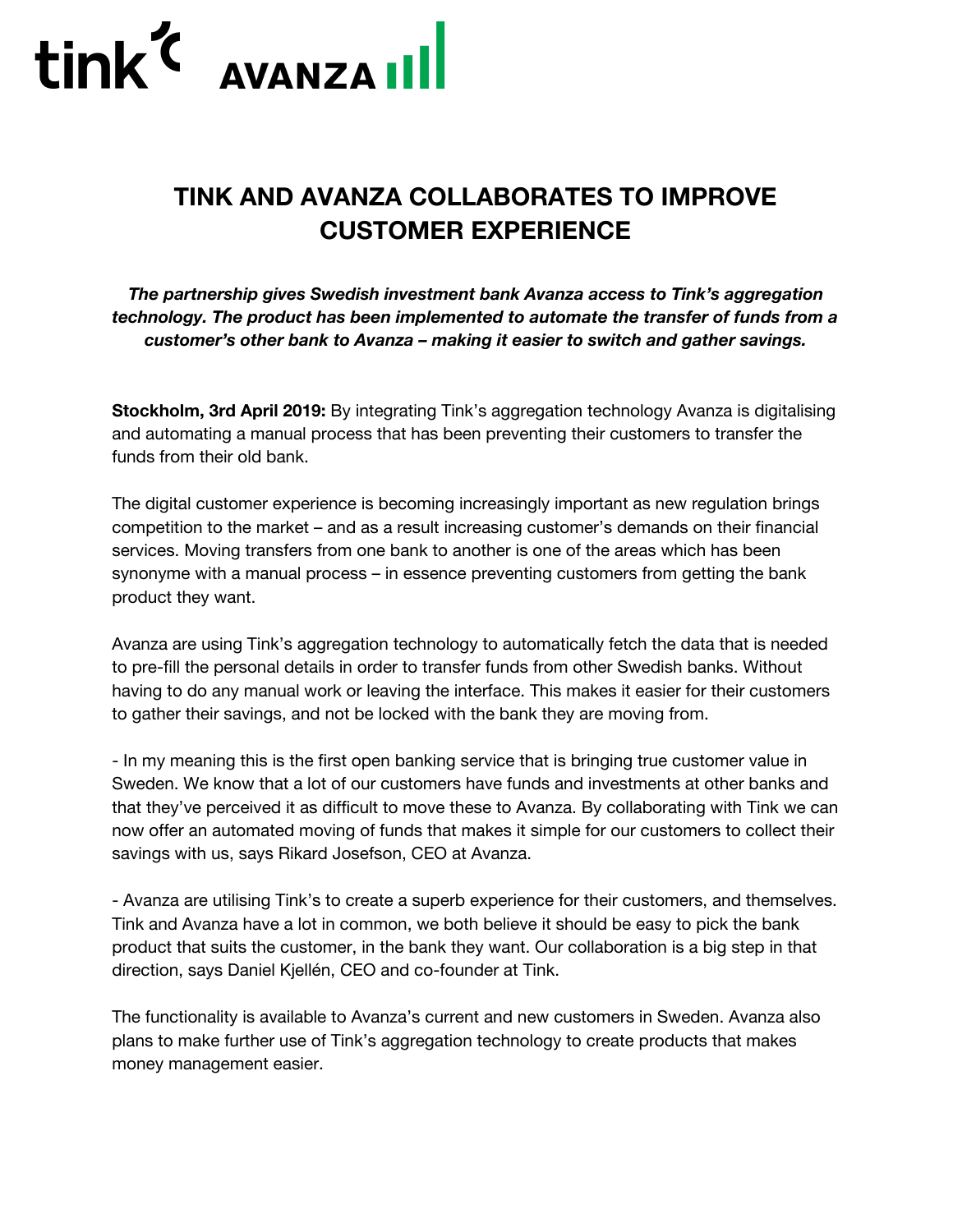# TINK AND AVANZA COLLABORATES TO IMPROVE CUSTOMER EXPERIENCE

***The partnership gives Swedish investment bank Avanza access to Tink's aggregation technology. The product has been implemented to automate the transfer of funds from a customer's other bank to Avanza – making it easier to switch and gather savings.***

**Stockholm, 3rd April 2019:** By integrating Tink's aggregation technology Avanza is digitalising and automating a manual process that has been preventing their customers to transfer the funds from their old bank.

The digital customer experience is becoming increasingly important as new regulation brings competition to the market – and as a result increasing customer's demands on their financial services. Moving transfers from one bank to another is one of the areas which has been synonyme with a manual process – in essence preventing customers from getting the bank product they want.

Avanza are using Tink's aggregation technology to automatically fetch the data that is needed to pre-fill the personal details in order to transfer funds from other Swedish banks. Without having to do any manual work or leaving the interface. This makes it easier for their customers to gather their savings, and not be locked with the bank they are moving from.

- In my meaning this is the first open banking service that is bringing true customer value in Sweden. We know that a lot of our customers have funds and investments at other banks and that they've perceived it as difficult to move these to Avanza. By collaborating with Tink we can now offer an automated moving of funds that makes it simple for our customers to collect their savings with us, says Rikard Josefson, CEO at Avanza.

- Avanza are utilising Tink's to create a superb experience for their customers, and themselves. Tink and Avanza have a lot in common, we both believe it should be easy to pick the bank product that suits the customer, in the bank they want. Our collaboration is a big step in that direction, says Daniel Kjellén, CEO and co-founder at Tink.

The functionality is available to Avanza's current and new customers in Sweden. Avanza also plans to make further use of Tink's aggregation technology to create products that makes money management easier.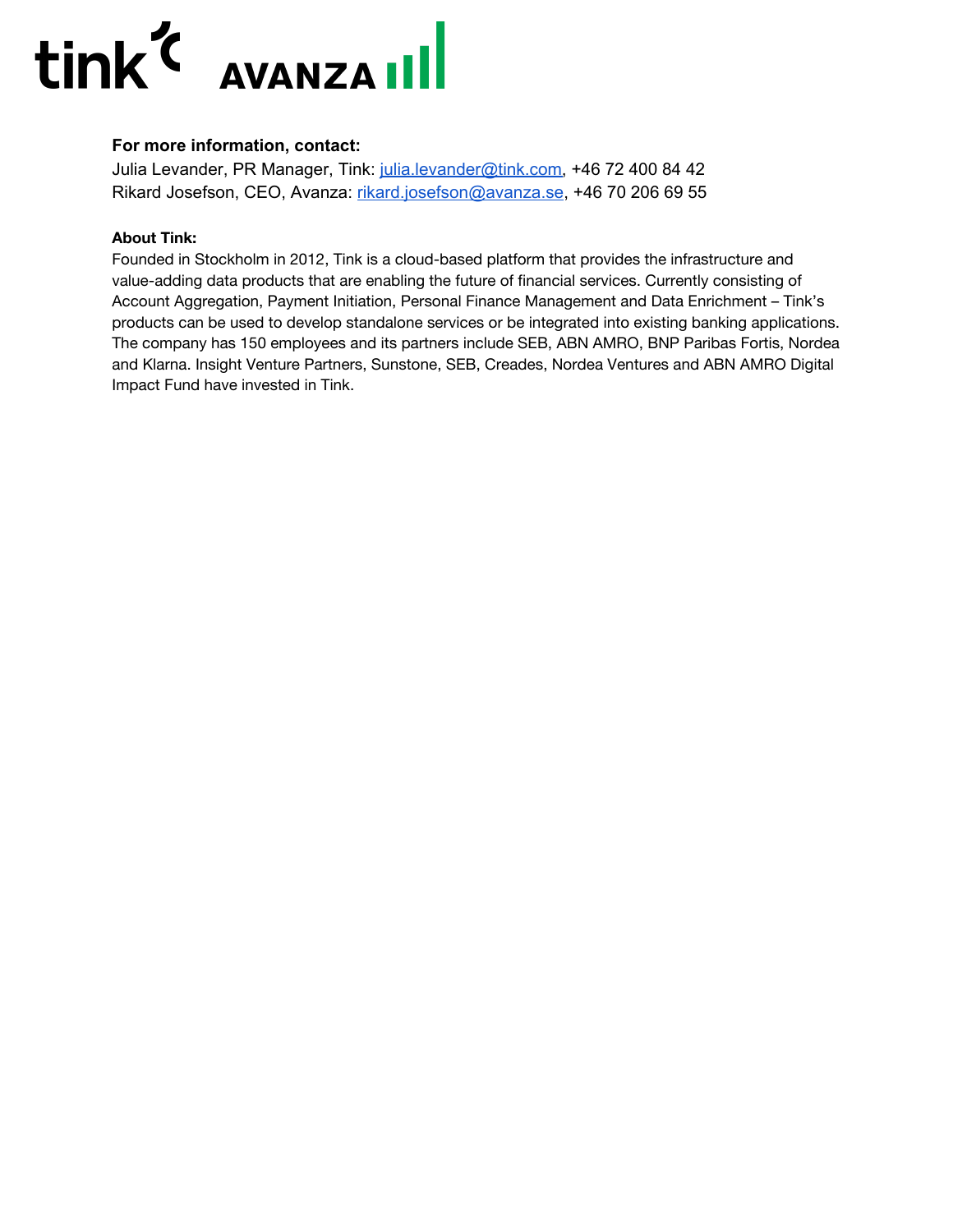**For more information, contact:**

Julia Levander, PR Manager, Tink: julia.levander@tink.com, +46 72 400 84 42
Rikard Josefson, CEO, Avanza: rikard.josefson@avanza.se, +46 70 206 69 55

**About Tink:**

Founded in Stockholm in 2012, Tink is a cloud-based platform that provides the infrastructure and value-adding data products that are enabling the future of financial services. Currently consisting of Account Aggregation, Payment Initiation, Personal Finance Management and Data Enrichment – Tink's products can be used to develop standalone services or be integrated into existing banking applications. The company has 150 employees and its partners include SEB, ABN AMRO, BNP Paribas Fortis, Nordea and Klarna. Insight Venture Partners, Sunstone, SEB, Creades, Nordea Ventures and ABN AMRO Digital Impact Fund have invested in Tink.